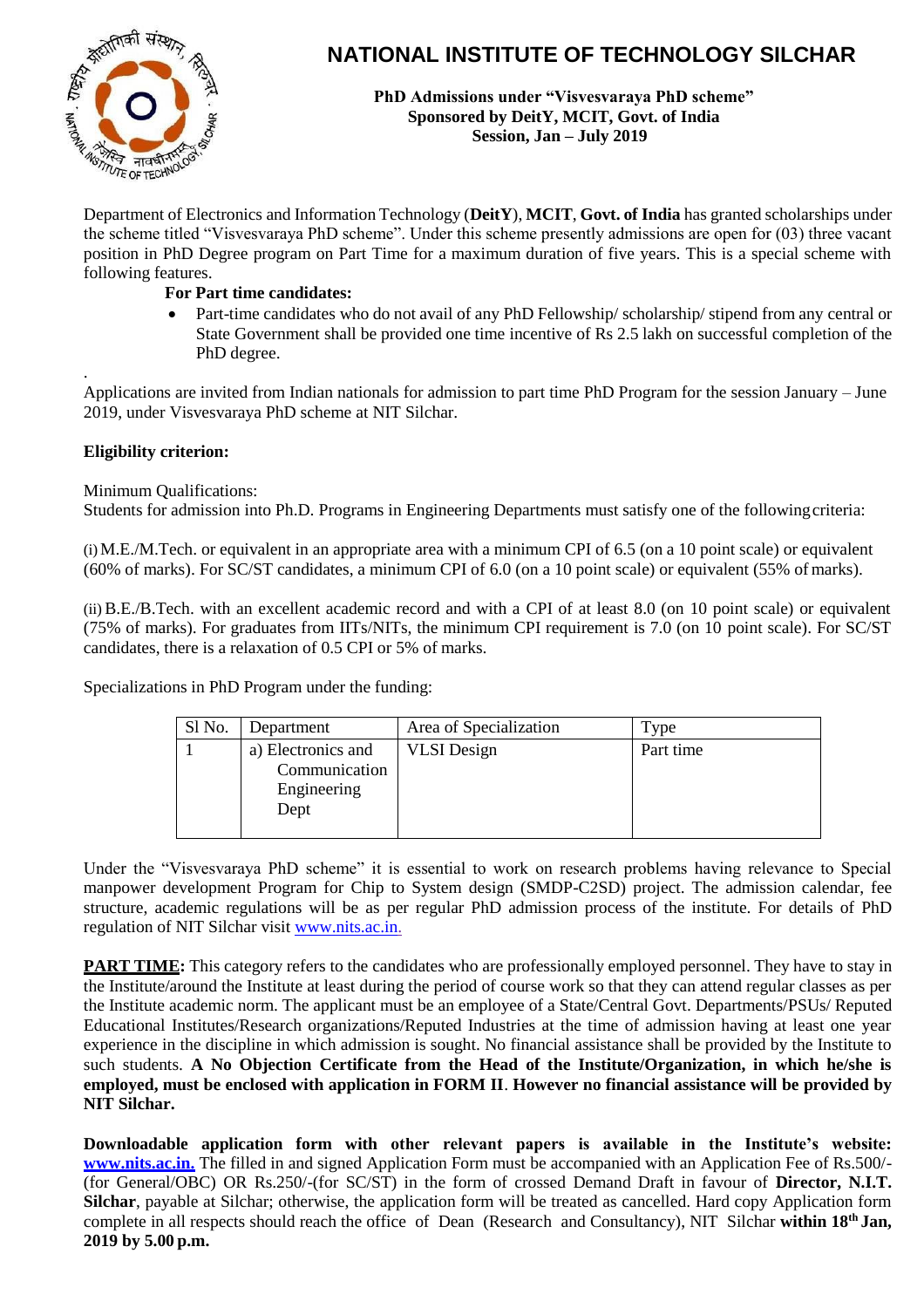# NATIONAL INSTITUTE OF TECHNOLOGY SILCHAR

**PhD Admissions under "Visvesvaraya PhD scheme"**
**Sponsored by DeitY, MCIT, Govt. of India**
**Session, Jan – July 2019**

Department of Electronics and Information Technology (**DeitY**), **MCIT**, **Govt. of India** has granted scholarships under the scheme titled "Visvesvaraya PhD scheme". Under this scheme presently admissions are open for (03) three vacant position in PhD Degree program on Part Time for a maximum duration of five years. This is a special scheme with following features.

**For Part time candidates:**

- Part-time candidates who do not avail of any PhD Fellowship/ scholarship/ stipend from any central or State Government shall be provided one time incentive of Rs 2.5 lakh on successful completion of the PhD degree.

.

Applications are invited from Indian nationals for admission to part time PhD Program for the session January – June 2019, under Visvesvaraya PhD scheme at NIT Silchar.

**Eligibility criterion:**

Minimum Qualifications:
Students for admission into Ph.D. Programs in Engineering Departments must satisfy one of the following criteria:

(i) M.E./M.Tech. or equivalent in an appropriate area with a minimum CPI of 6.5 (on a 10 point scale) or equivalent (60% of marks). For SC/ST candidates, a minimum CPI of 6.0 (on a 10 point scale) or equivalent (55% of marks).

(ii) B.E./B.Tech. with an excellent academic record and with a CPI of at least 8.0 (on 10 point scale) or equivalent (75% of marks). For graduates from IITs/NITs, the minimum CPI requirement is 7.0 (on 10 point scale). For SC/ST candidates, there is a relaxation of 0.5 CPI or 5% of marks.

Specializations in PhD Program under the funding:

| Sl No. | Department | Area of Specialization | Type |
|---|---|---|---|
| 1 | a) Electronics and Communication Engineering Dept | VLSI Design | Part time |

Under the "Visvesvaraya PhD scheme" it is essential to work on research problems having relevance to Special manpower development Program for Chip to System design (SMDP-C2SD) project. The admission calendar, fee structure, academic regulations will be as per regular PhD admission process of the institute. For details of PhD regulation of NIT Silchar visit www.nits.ac.in.

**PART TIME:** This category refers to the candidates who are professionally employed personnel. They have to stay in the Institute/around the Institute at least during the period of course work so that they can attend regular classes as per the Institute academic norm. The applicant must be an employee of a State/Central Govt. Departments/PSUs/ Reputed Educational Institutes/Research organizations/Reputed Industries at the time of admission having at least one year experience in the discipline in which admission is sought. No financial assistance shall be provided by the Institute to such students. **A No Objection Certificate from the Head of the Institute/Organization, in which he/she is employed, must be enclosed with application in FORM II**. **However no financial assistance will be provided by NIT Silchar.**

**Downloadable application form with other relevant papers is available in the Institute's website: www.nits.ac.in.** The filled in and signed Application Form must be accompanied with an Application Fee of Rs.500/- (for General/OBC) OR Rs.250/-(for SC/ST) in the form of crossed Demand Draft in favour of **Director, N.I.T. Silchar**, payable at Silchar; otherwise, the application form will be treated as cancelled. Hard copy Application form complete in all respects should reach the office of Dean (Research and Consultancy), NIT Silchar **within 18th Jan, 2019 by 5.00 p.m.**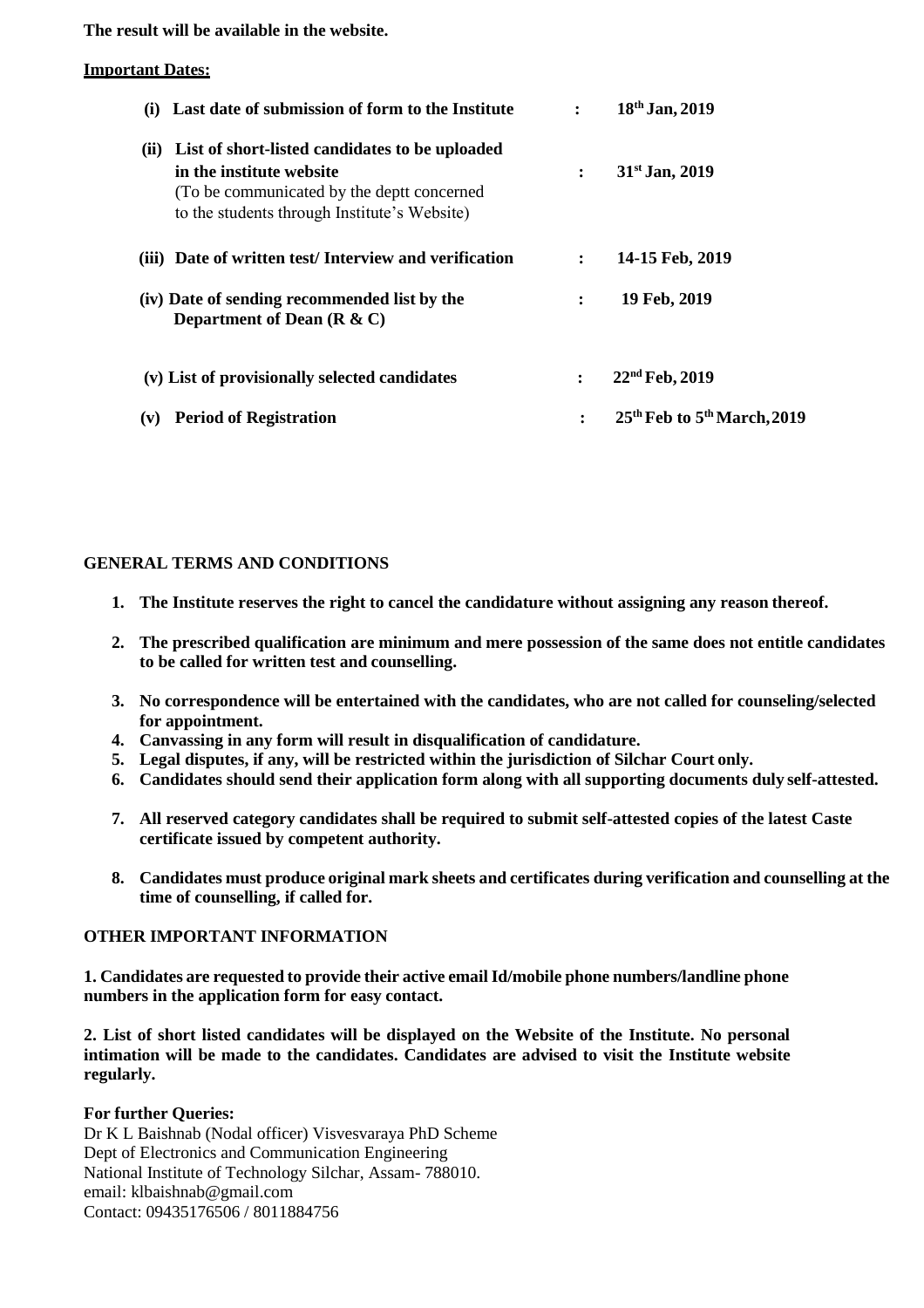**The result will be available in the website.**

**Important Dates:**

| | | | |
|---|---|---|---|
| **(i)** | **Last date of submission of form to the Institute** | **:** | **18th Jan, 2019** |
| **(ii)** | **List of short-listed candidates to be uploaded in the institute website** (To be communicated by the deptt concerned to the students through Institute's Website) | **:** | **31st Jan, 2019** |
| **(iii)** | **Date of written test/ Interview and verification** | **:** | **14-15 Feb, 2019** |
| **(iv)** | **Date of sending recommended list by the Department of Dean (R & C)** | **:** | **19 Feb, 2019** |
| **(v)** | **List of provisionally selected candidates** | **:** | **22nd Feb, 2019** |
| **(v)** | **Period of Registration** | **:** | **25th Feb to 5th March, 2019** |

**GENERAL TERMS AND CONDITIONS**

1. **The Institute reserves the right to cancel the candidature without assigning any reason thereof.**
2. **The prescribed qualification are minimum and mere possession of the same does not entitle candidates to be called for written test and counselling.**
3. **No correspondence will be entertained with the candidates, who are not called for counseling/selected for appointment.**
4. **Canvassing in any form will result in disqualification of candidature.**
5. **Legal disputes, if any, will be restricted within the jurisdiction of Silchar Court only.**
6. **Candidates should send their application form along with all supporting documents duly self-attested.**
7. **All reserved category candidates shall be required to submit self-attested copies of the latest Caste certificate issued by competent authority.**
8. **Candidates must produce original mark sheets and certificates during verification and counselling at the time of counselling, if called for.**

**OTHER IMPORTANT INFORMATION**

**1. Candidates are requested to provide their active email Id/mobile phone numbers/landline phone numbers in the application form for easy contact.**

**2. List of short listed candidates will be displayed on the Website of the Institute. No personal intimation will be made to the candidates. Candidates are advised to visit the Institute website regularly.**

**For further Queries:**
Dr K L Baishnab (Nodal officer) Visvesvaraya PhD Scheme
Dept of Electronics and Communication Engineering
National Institute of Technology Silchar, Assam- 788010.
email: klbaishnab@gmail.com
Contact: 09435176506 / 8011884756